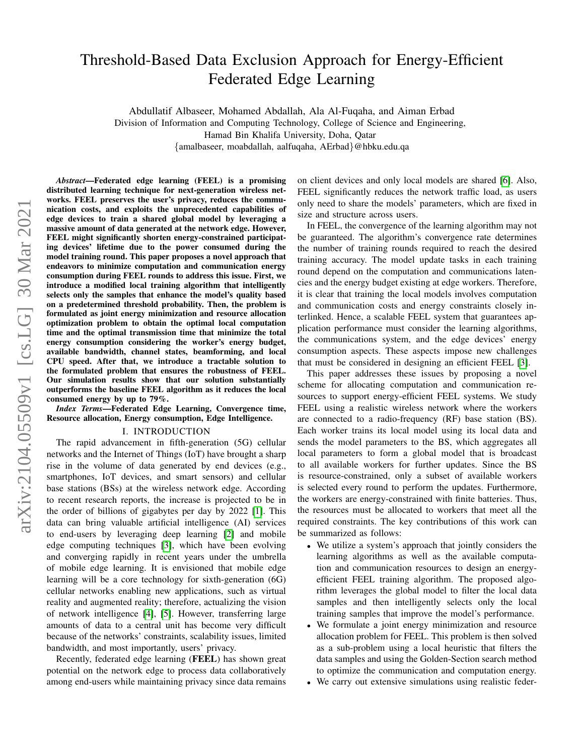# Threshold-Based Data Exclusion Approach for Energy-Efficient Federated Edge Learning

Abdullatif Albaseer, Mohamed Abdallah, Ala Al-Fuqaha, and Aiman Erbad

Division of Information and Computing Technology, College of Science and Engineering,
Hamad Bin Khalifa University, Doha, Qatar
{amalbaseer, moabdallah, aalfuqaha, AErbad}@hbku.edu.qa

***Abstract*—Federated edge learning (FEEL) is a promising distributed learning technique for next-generation wireless networks. FEEL preserves the user's privacy, reduces the communication costs, and exploits the unprecedented capabilities of edge devices to train a shared global model by leveraging a massive amount of data generated at the network edge. However, FEEL might significantly shorten energy-constrained participating devices' lifetime due to the power consumed during the model training round. This paper proposes a novel approach that endeavors to minimize computation and communication energy consumption during FEEL rounds to address this issue. First, we introduce a modified local training algorithm that intelligently selects only the samples that enhance the model's quality based on a predetermined threshold probability. Then, the problem is formulated as joint energy minimization and resource allocation optimization problem to obtain the optimal local computation time and the optimal transmission time that minimize the total energy consumption considering the worker's energy budget, available bandwidth, channel states, beamforming, and local CPU speed. After that, we introduce a tractable solution to the formulated problem that ensures the robustness of FEEL. Our simulation results show that our solution substantially outperforms the baseline FEEL algorithm as it reduces the local consumed energy by up to 79%.**

***Index Terms*—Federated Edge Learning, Convergence time, Resource allocation, Energy consumption, Edge Intelligence.**

## I. INTRODUCTION

The rapid advancement in fifth-generation (5G) cellular networks and the Internet of Things (IoT) have brought a sharp rise in the volume of data generated by end devices (e.g., smartphones, IoT devices, and smart sensors) and cellular base stations (BSs) at the wireless network edge. According to recent research reports, the increase is projected to be in the order of billions of gigabytes per day by 2022 [1]. This data can bring valuable artificial intelligence (AI) services to end-users by leveraging deep learning [2] and mobile edge computing techniques [3], which have been evolving and converging rapidly in recent years under the umbrella of mobile edge learning. It is envisioned that mobile edge learning will be a core technology for sixth-generation (6G) cellular networks enabling new applications, such as virtual reality and augmented reality; therefore, actualizing the vision of network intelligence [4], [5]. However, transferring large amounts of data to a central unit has become very difficult because of the networks' constraints, scalability issues, limited bandwidth, and most importantly, users' privacy.

Recently, federated edge learning (**FEEL**) has shown great potential on the network edge to process data collaboratively among end-users while maintaining privacy since data remains on client devices and only local models are shared [6]. Also, FEEL significantly reduces the network traffic load, as users only need to share the models' parameters, which are fixed in size and structure across users.

In FEEL, the convergence of the learning algorithm may not be guaranteed. The algorithm's convergence rate determines the number of training rounds required to reach the desired training accuracy. The model update tasks in each training round depend on the computation and communications latencies and the energy budget existing at edge workers. Therefore, it is clear that training the local models involves computation and communication costs and energy constraints closely interlinked. Hence, a scalable FEEL system that guarantees application performance must consider the learning algorithms, the communications system, and the edge devices' energy consumption aspects. These aspects impose new challenges that must be considered in designing an efficient FEEL [3].

This paper addresses these issues by proposing a novel scheme for allocating computation and communication resources to support energy-efficient FEEL systems. We study FEEL using a realistic wireless network where the workers are connected to a radio-frequency (RF) base station (BS). Each worker trains its local model using its local data and sends the model parameters to the BS, which aggregates all local parameters to form a global model that is broadcast to all available workers for further updates. Since the BS is resource-constrained, only a subset of available workers is selected every round to perform the updates. Furthermore, the workers are energy-constrained with finite batteries. Thus, the resources must be allocated to workers that meet all the required constraints. The key contributions of this work can be summarized as follows:

- We utilize a system's approach that jointly considers the learning algorithms as well as the available computation and communication resources to design an energy-efficient FEEL training algorithm. The proposed algorithm leverages the global model to filter the local data samples and then intelligently selects only the local training samples that improve the model's performance.
- We formulate a joint energy minimization and resource allocation problem for FEEL. This problem is then solved as a sub-problem using a local heuristic that filters the data samples and using the Golden-Section search method to optimize the communication and computation energy.
- We carry out extensive simulations using realistic feder-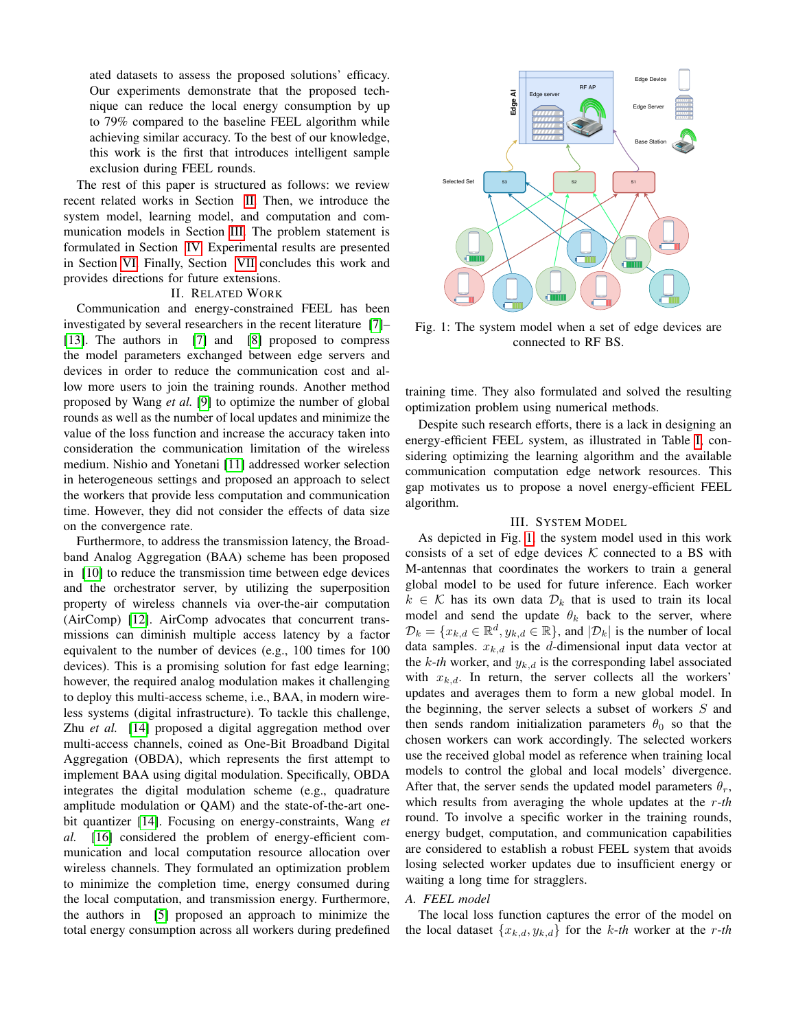ated datasets to assess the proposed solutions' efficacy. Our experiments demonstrate that the proposed technique can reduce the local energy consumption by up to 79% compared to the baseline FEEL algorithm while achieving similar accuracy. To the best of our knowledge, this work is the first that introduces intelligent sample exclusion during FEEL rounds.

The rest of this paper is structured as follows: we review recent related works in Section II. Then, we introduce the system model, learning model, and computation and communication models in Section III. The problem statement is formulated in Section IV. Experimental results are presented in Section VI. Finally, Section VII concludes this work and provides directions for future extensions.

## II. Related Work

Communication and energy-constrained FEEL has been investigated by several researchers in the recent literature [7]–[13]. The authors in [7] and [8] proposed to compress the model parameters exchanged between edge servers and devices in order to reduce the communication cost and allow more users to join the training rounds. Another method proposed by Wang *et al.* [9] to optimize the number of global rounds as well as the number of local updates and minimize the value of the loss function and increase the accuracy taken into consideration the communication limitation of the wireless medium. Nishio and Yonetani [11] addressed worker selection in heterogeneous settings and proposed an approach to select the workers that provide less computation and communication time. However, they did not consider the effects of data size on the convergence rate.

Furthermore, to address the transmission latency, the Broadband Analog Aggregation (BAA) scheme has been proposed in [10] to reduce the transmission time between edge devices and the orchestrator server, by utilizing the superposition property of wireless channels via over-the-air computation (AirComp) [12]. AirComp advocates that concurrent transmissions can diminish multiple access latency by a factor equivalent to the number of devices (e.g., 100 times for 100 devices). This is a promising solution for fast edge learning; however, the required analog modulation makes it challenging to deploy this multi-access scheme, i.e., BAA, in modern wireless systems (digital infrastructure). To tackle this challenge, Zhu *et al.* [14] proposed a digital aggregation method over multi-access channels, coined as One-Bit Broadband Digital Aggregation (OBDA), which represents the first attempt to implement BAA using digital modulation. Specifically, OBDA integrates the digital modulation scheme (e.g., quadrature amplitude modulation or QAM) and the state-of-the-art one-bit quantizer [14]. Focusing on energy-constraints, Wang *et al.* [16] considered the problem of energy-efficient communication and local computation resource allocation over wireless channels. They formulated an optimization problem to minimize the completion time, energy consumed during the local computation, and transmission energy. Furthermore, the authors in [5] proposed an approach to minimize the total energy consumption across all workers during predefined training time. They also formulated and solved the resulting optimization problem using numerical methods.

Fig. 1: The system model when a set of edge devices are connected to RF BS.

Despite such research efforts, there is a lack in designing an energy-efficient FEEL system, as illustrated in Table I, considering optimizing the learning algorithm and the available communication computation edge network resources. This gap motivates us to propose a novel energy-efficient FEEL algorithm.

## III. System Model

As depicted in Fig. 1, the system model used in this work consists of a set of edge devices $\mathcal{K}$ connected to a BS with M-antennas that coordinates the workers to train a general global model to be used for future inference. Each worker $k \in \mathcal{K}$ has its own data $\mathcal{D}_k$ that is used to train its local model and send the update $\theta_k$ back to the server, where $\mathcal{D}_k = \{x_{k,d} \in \mathbb{R}^d, y_{k,d} \in \mathbb{R}\}$, and $|\mathcal{D}_k|$ is the number of local data samples. $x_{k,d}$ is the $d$-dimensional input data vector at the $k$-*th* worker, and $y_{k,d}$ is the corresponding label associated with $x_{k,d}$. In return, the server collects all the workers' updates and averages them to form a new global model. In the beginning, the server selects a subset of workers $S$ and then sends random initialization parameters $\theta_0$ so that the chosen workers can work accordingly. The selected workers use the received global model as reference when training local models to control the global and local models' divergence. After that, the server sends the updated model parameters $\theta_r$, which results from averaging the whole updates at the $r$-*th* round. To involve a specific worker in the training rounds, energy budget, computation, and communication capabilities are considered to establish a robust FEEL system that avoids losing selected worker updates due to insufficient energy or waiting a long time for stragglers.

### A. FEEL model

The local loss function captures the error of the model on the local dataset $\{x_{k,d}, y_{k,d}\}$ for the $k$-*th* worker at the $r$-*th*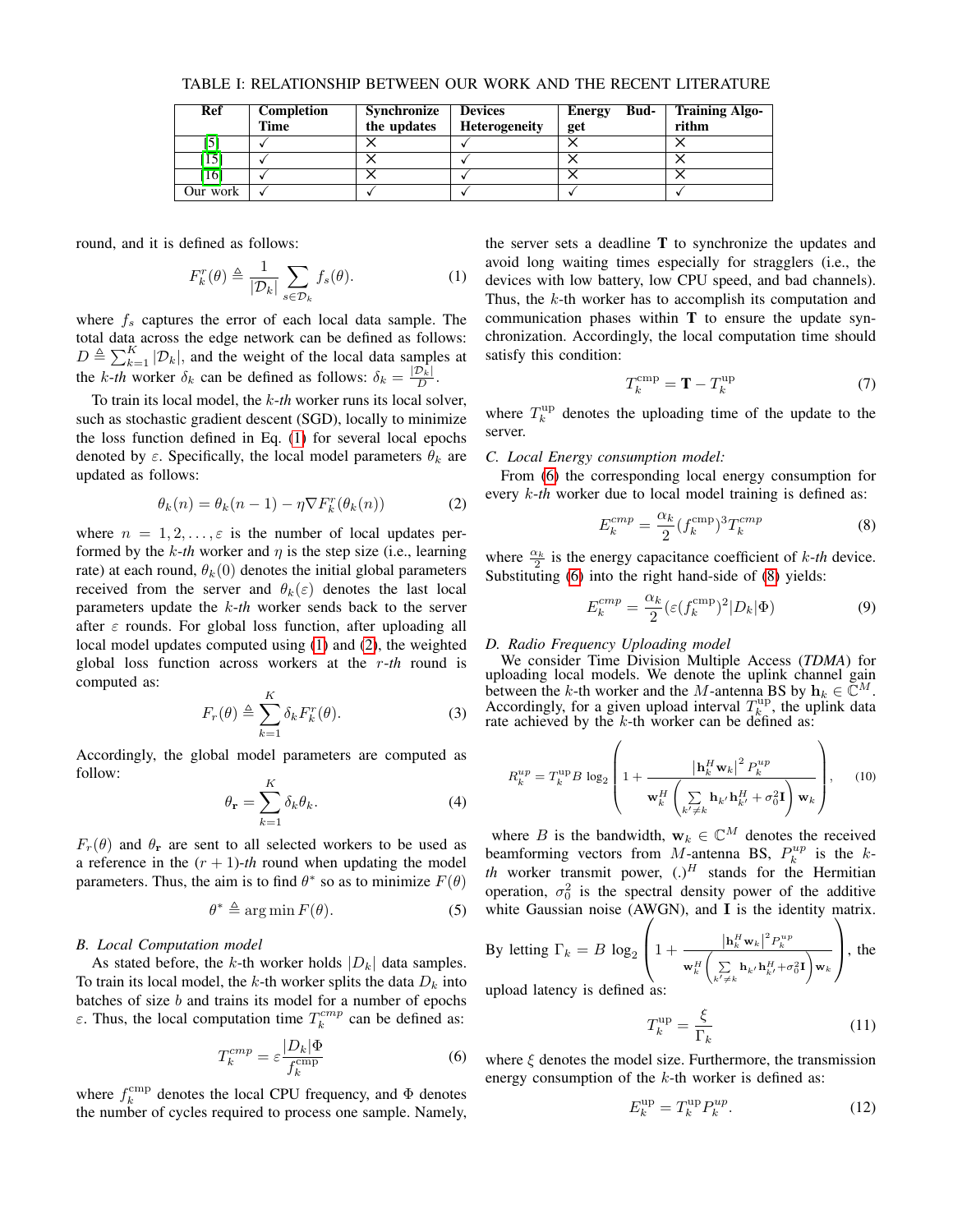TABLE I: RELATIONSHIP BETWEEN OUR WORK AND THE RECENT LITERATURE

| Ref | Completion Time | Synchronize the updates | Devices Heterogeneity | Energy Budget | Training Algorithm |
|---|---|---|---|---|---|
| [5] | ✓ | × | ✓ | × | × |
| [15] | ✓ | × | ✓ | × | × |
| [16] | ✓ | × | ✓ | × | × |
| Our work | ✓ | ✓ | ✓ | ✓ | ✓ |

round, and it is defined as follows:

$$F_k^r(\theta) \triangleq \frac{1}{|\mathcal{D}_k|} \sum_{s \in \mathcal{D}_k} f_s(\theta). \tag{1}$$

where $f_s$ captures the error of each local data sample. The total data across the edge network can be defined as follows: $D \triangleq \sum_{k=1}^{K} |\mathcal{D}_k|$, and the weight of the local data samples at the $k$-*th* worker $\delta_k$ can be defined as follows: $\delta_k = \frac{|\mathcal{D}_k|}{D}$.

To train its local model, the $k$-*th* worker runs its local solver, such as stochastic gradient descent (SGD), locally to minimize the loss function defined in Eq. (1) for several local epochs denoted by $\varepsilon$. Specifically, the local model parameters $\theta_k$ are updated as follows:

$$\theta_k(n) = \theta_k(n-1) - \eta \nabla F_k^r(\theta_k(n)) \tag{2}$$

where $n = 1, 2, \ldots, \varepsilon$ is the number of local updates performed by the $k$-*th* worker and $\eta$ is the step size (i.e., learning rate) at each round, $\theta_k(0)$ denotes the initial global parameters received from the server and $\theta_k(\varepsilon)$ denotes the last local parameters update the $k$-*th* worker sends back to the server after $\varepsilon$ rounds. For global loss function, after uploading all local model updates computed using (1) and (2), the weighted global loss function across workers at the $r$-*th* round is computed as:

$$F_r(\theta) \triangleq \sum_{k=1}^{K} \delta_k F_k^r(\theta). \tag{3}$$

Accordingly, the global model parameters are computed as follow:

$$\theta_{\mathbf{r}} = \sum_{k=1}^{K} \delta_k \theta_k. \tag{4}$$

$F_r(\theta)$ and $\theta_{\mathbf{r}}$ are sent to all selected workers to be used as a reference in the $(r+1)$-*th* round when updating the model parameters. Thus, the aim is to find $\theta^*$ so as to minimize $F(\theta)$

$$\theta^* \triangleq \arg\min F(\theta). \tag{5}$$

### B. Local Computation model

As stated before, the $k$-th worker holds $|D_k|$ data samples. To train its local model, the $k$-th worker splits the data $D_k$ into batches of size $b$ and trains its model for a number of epochs $\varepsilon$. Thus, the local computation time $T_k^{cmp}$ can be defined as:

$$T_k^{cmp} = \varepsilon \frac{|D_k| \Phi}{f_k^{\text{cmp}}} \tag{6}$$

where $f_k^{\text{cmp}}$ denotes the local CPU frequency, and $\Phi$ denotes the number of cycles required to process one sample. Namely, the server sets a deadline $\mathbf{T}$ to synchronize the updates and avoid long waiting times especially for stragglers (i.e., the devices with low battery, low CPU speed, and bad channels). Thus, the $k$-th worker has to accomplish its computation and communication phases within $\mathbf{T}$ to ensure the update synchronization. Accordingly, the local computation time should satisfy this condition:

$$T_k^{\text{cmp}} = \mathbf{T} - T_k^{\text{up}} \tag{7}$$

where $T_k^{\text{up}}$ denotes the uploading time of the update to the server.

### C. Local Energy consumption model:

From (6) the corresponding local energy consumption for every $k$-*th* worker due to local model training is defined as:

$$E_k^{cmp} = \frac{\alpha_k}{2} (f_k^{\text{cmp}})^3 T_k^{cmp} \tag{8}$$

where $\frac{\alpha_k}{2}$ is the energy capacitance coefficient of $k$-*th* device. Substituting (6) into the right hand-side of (8) yields:

$$E_k^{cmp} = \frac{\alpha_k}{2} (\varepsilon (f_k^{\text{cmp}})^2 |D_k| \Phi) \tag{9}$$

### D. Radio Frequency Uploading model

We consider Time Division Multiple Access (*TDMA*) for uploading local models. We denote the uplink channel gain between the $k$-th worker and the $M$-antenna BS by $\mathbf{h}_k \in \mathbb{C}^M$. Accordingly, for a given upload interval $T_k^{\text{up}}$, the uplink data rate achieved by the $k$-th worker can be defined as:

$$R_k^{up} = T_k^{\text{up}} B \log_2 \left( 1 + \frac{\left| \mathbf{h}_k^H \mathbf{w}_k \right|^2 P_k^{up}}{\mathbf{w}_k^H \left( \sum\limits_{k' \neq k} \mathbf{h}_{k'} \mathbf{h}_{k'}^H + \sigma_0^2 \mathbf{I} \right) \mathbf{w}_k} \right), \tag{10}$$

where $B$ is the bandwidth, $\mathbf{w}_k \in \mathbb{C}^M$ denotes the received beamforming vectors from $M$-antenna BS, $P_k^{up}$ is the $k$-*th* worker transmit power, $(.)^H$ stands for the Hermitian operation, $\sigma_0^2$ is the spectral density power of the additive white Gaussian noise (AWGN), and $\mathbf{I}$ is the identity matrix. By letting $\Gamma_k = B \log_2 \left( 1 + \frac{\left| \mathbf{h}_k^H \mathbf{w}_k \right|^2 P_k^{up}}{\mathbf{w}_k^H \left( \sum\limits_{k' \neq k} \mathbf{h}_{k'} \mathbf{h}_{k'}^H + \sigma_0^2 \mathbf{I} \right) \mathbf{w}_k} \right)$, the upload latency is defined as:

$$T_k^{\text{up}} = \frac{\xi}{\Gamma_k} \tag{11}$$

where $\xi$ denotes the model size. Furthermore, the transmission energy consumption of the $k$-th worker is defined as:

$$E_k^{\text{up}} = T_k^{\text{up}} P_k^{up}. \tag{12}$$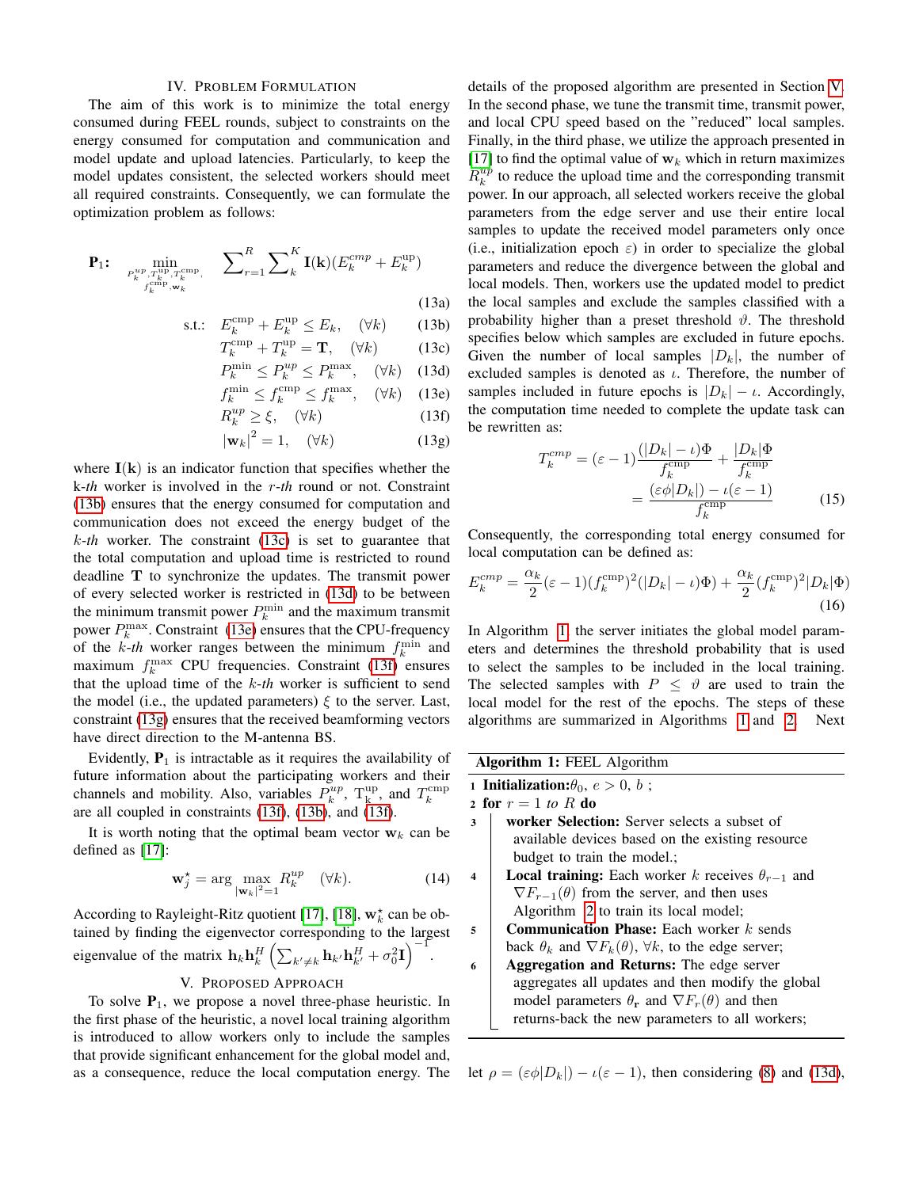## IV. Problem Formulation

The aim of this work is to minimize the total energy consumed during FEEL rounds, subject to constraints on the energy consumed for computation and communication and model update and upload latencies. Particularly, to keep the model updates consistent, the selected workers should meet all required constraints. Consequently, we can formulate the optimization problem as follows:

$$\mathbf{P}_1: \quad \min_{\substack{P_k^{up}, T_k^{\text{up}}, T_k^{\text{cmp}}, \\ f_k^{\text{cmp}}, \mathbf{w}_k}} \quad \sum_{r=1}^{R} \sum_{k}^{K} \mathbf{I}(\mathbf{k})(E_k^{cmp} + E_k^{\text{up}}) \tag{13a}$$

$$\text{s.t.:} \quad E_k^{\text{cmp}} + E_k^{\text{up}} \leq E_k, \quad (\forall k) \tag{13b}$$

$$T_k^{\text{cmp}} + T_k^{\text{up}} = \mathbf{T}, \quad (\forall k) \tag{13c}$$

$$P_k^{\min} \leq P_k^{up} \leq P_k^{\max}, \quad (\forall k) \tag{13d}$$

$$f_k^{\min} \leq f_k^{\text{cmp}} \leq f_k^{\max}, \quad (\forall k) \tag{13e}$$

$$R_k^{up} \geq \xi, \quad (\forall k) \tag{13f}$$

$$|\mathbf{w}_k|^2 = 1, \quad (\forall k) \tag{13g}$$

where $\mathbf{I}(\mathbf{k})$ is an indicator function that specifies whether the k-*th* worker is involved in the *r-th* round or not. Constraint (13b) ensures that the energy consumed for computation and communication does not exceed the energy budget of the *k-th* worker. The constraint (13c) is set to guarantee that the total computation and upload time is restricted to round deadline $\mathbf{T}$ to synchronize the updates. The transmit power of every selected worker is restricted in (13d) to be between the minimum transmit power $P_k^{\min}$ and the maximum transmit power $P_k^{\max}$. Constraint (13e) ensures that the CPU-frequency of the *k-th* worker ranges between the minimum $f_k^{\min}$ and maximum $f_k^{\max}$ CPU frequencies. Constraint (13f) ensures that the upload time of the *k-th* worker is sufficient to send the model (i.e., the updated parameters) $\xi$ to the server. Last, constraint (13g) ensures that the received beamforming vectors have direct direction to the M-antenna BS.

Evidently, $\mathbf{P}_1$ is intractable as it requires the availability of future information about the participating workers and their channels and mobility. Also, variables $P_k^{up}$, $\mathrm{T}_{\mathrm{k}}^{\mathrm{up}}$, and $T_k^{\text{cmp}}$ are all coupled in constraints (13f), (13b), and (13f).

It is worth noting that the optimal beam vector $\mathbf{w}_k$ can be defined as [17]:

$$\mathbf{w}_j^{\star} = \arg \max_{|\mathbf{w}_k|^2=1} R_k^{up} \quad (\forall k). \tag{14}$$

According to Rayleight-Ritz quotient [17], [18], $\mathbf{w}_k^{\star}$ can be obtained by finding the eigenvector corresponding to the largest eigenvalue of the matrix $\mathbf{h}_k \mathbf{h}_k^H \left( \sum_{k' \neq k} \mathbf{h}_{k'} \mathbf{h}_{k'}^H + \sigma_0^2 \mathbf{I} \right)^{-1}$.

## V. Proposed Approach

To solve $\mathbf{P}_1$, we propose a novel three-phase heuristic. In the first phase of the heuristic, a novel local training algorithm is introduced to allow workers only to include the samples that provide significant enhancement for the global model and, as a consequence, reduce the local computation energy. The details of the proposed algorithm are presented in Section V. In the second phase, we tune the transmit time, transmit power, and local CPU speed based on the "reduced" local samples. Finally, in the third phase, we utilize the approach presented in [17] to find the optimal value of $\mathbf{w}_k$ which in return maximizes $R_k^{up}$ to reduce the upload time and the corresponding transmit power. In our approach, all selected workers receive the global parameters from the edge server and use their entire local samples to update the received model parameters only once (i.e., initialization epoch $\varepsilon$) in order to specialize the global parameters and reduce the divergence between the global and local models. Then, workers use the updated model to predict the local samples and exclude the samples classified with a probability higher than a preset threshold $\vartheta$. The threshold specifies below which samples are excluded in future epochs. Given the number of local samples $|D_k|$, the number of excluded samples is denoted as $\iota$. Therefore, the number of samples included in future epochs is $|D_k| - \iota$. Accordingly, the computation time needed to complete the update task can be rewritten as:

$$T_k^{cmp} = (\varepsilon - 1) \frac{(|D_k| - \iota)\Phi}{f_k^{\text{cmp}}} + \frac{|D_k|\Phi}{f_k^{\text{cmp}}} = \frac{(\varepsilon \phi |D_k|) - \iota(\varepsilon - 1)}{f_k^{\text{cmp}}} \tag{15}$$

Consequently, the corresponding total energy consumed for local computation can be defined as:

$$E_k^{cmp} = \frac{\alpha_k}{2}(\varepsilon - 1)(f_k^{\text{cmp}})^2(|D_k| - \iota)\Phi) + \frac{\alpha_k}{2}(f_k^{\text{cmp}})^2|D_k|\Phi) \tag{16}$$

In Algorithm 1, the server initiates the global model parameters and determines the threshold probability that is used to select the samples to be included in the local training. The selected samples with $P \leq \vartheta$ are used to train the local model for the rest of the epochs. The steps of these algorithms are summarized in Algorithms 1 and 2. Next

**Algorithm 1:** FEEL Algorithm

1. **Initialization:** $\theta_0$, $e > 0$, $b$ ;
2. **for** $r = 1$ *to* $R$ **do**
3. **worker Selection:** Server selects a subset of available devices based on the existing resource budget to train the model.;
4. **Local training:** Each worker $k$ receives $\theta_{r-1}$ and $\nabla F_{r-1}(\theta)$ from the server, and then uses Algorithm 2 to train its local model;
5. **Communication Phase:** Each worker $k$ sends back $\theta_k$ and $\nabla F_k(\theta)$, $\forall k$, to the edge server;
6. **Aggregation and Returns:** The edge server aggregates all updates and then modify the global model parameters $\theta_{\mathbf{r}}$ and $\nabla F_r(\theta)$ and then returns-back the new parameters to all workers;

let $\rho = (\varepsilon \phi |D_k|) - \iota(\varepsilon - 1)$, then considering (8) and (13d),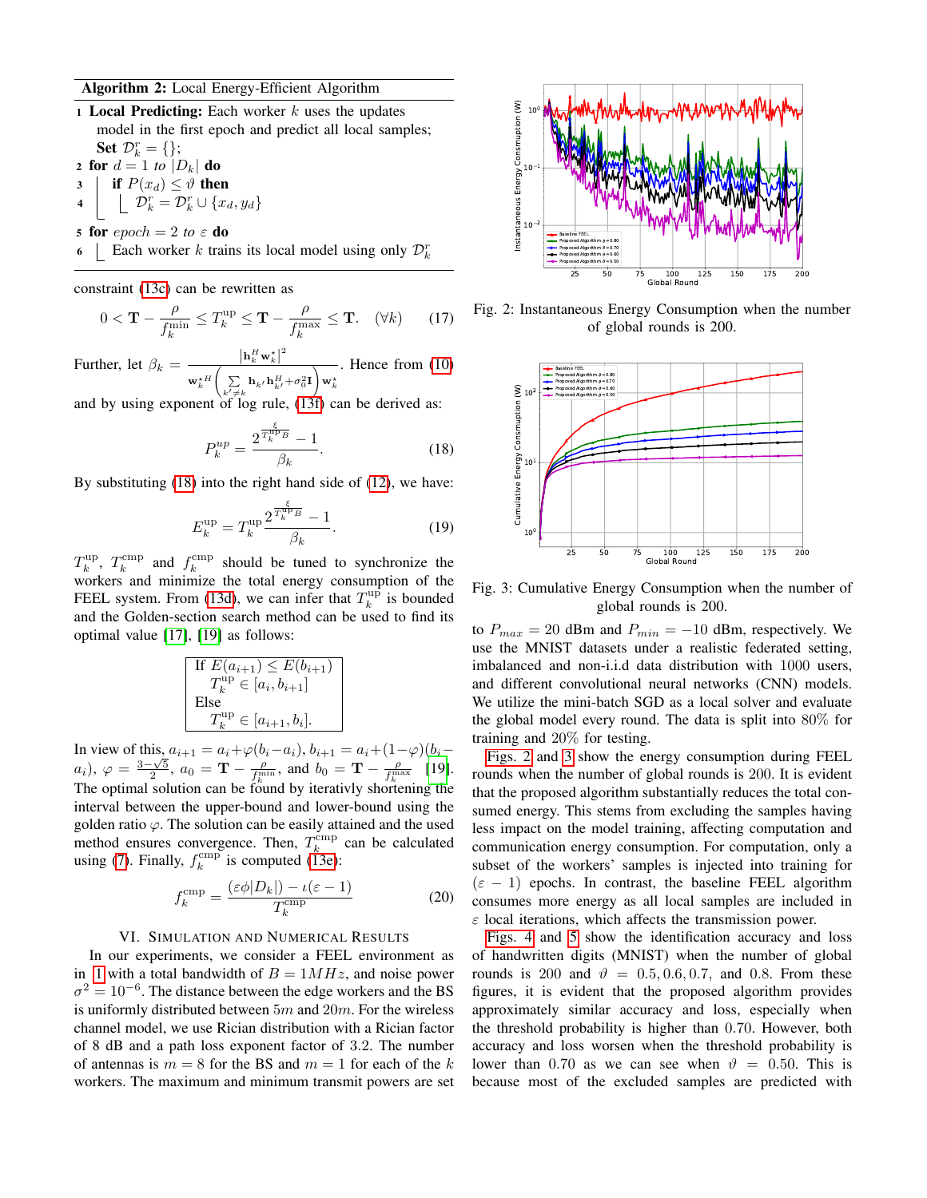**Algorithm 2:** Local Energy-Efficient Algorithm

1. **Local Predicting:** Each worker $k$ uses the updates model in the first epoch and predict all local samples; **Set** $\mathcal{D}_k^r = \{\}$;
2. **for** $d = 1$ *to* $|D_k|$ **do**
3.  **if** $P(x_d) \leq \vartheta$ **then**
4.   $\mathcal{D}_k^r = \mathcal{D}_k^r \cup \{x_d, y_d\}$
5. **for** *epoch* $= 2$ *to* $\varepsilon$ **do**
6.  Each worker $k$ trains its local model using only $\mathcal{D}_k^r$

constraint (13c) can be rewritten as

$$0 < \mathbf{T} - \frac{\rho}{f_k^{\min}} \leq T_k^{\text{up}} \leq \mathbf{T} - \frac{\rho}{f_k^{\max}} \leq \mathbf{T}. \quad (\forall k) \tag{17}$$

Further, let $\beta_k = \frac{|\mathbf{h}_k^H \mathbf{w}_k^\star|^2}{\mathbf{w}_k^{\star H}\left(\sum_{k' \neq k} \mathbf{h}_{k'}\mathbf{h}_{k'}^H + \sigma_0^2 \mathbf{I}\right)\mathbf{w}_k^\star}$. Hence from (10) and by using exponent of log rule, (13f) can be derived as:

$$P_k^{up} = \frac{2^{\frac{\xi}{T_k^{\text{up}} B}} - 1}{\beta_k}. \tag{18}$$

By substituting (18) into the right hand side of (12), we have:

$$E_k^{\text{up}} = T_k^{\text{up}} \frac{2^{\frac{\xi}{T_k^{\text{up}} B}} - 1}{\beta_k}. \tag{19}$$

$T_k^{\text{up}}$, $T_k^{\text{cmp}}$ and $f_k^{\text{cmp}}$ should be tuned to synchronize the workers and minimize the total energy consumption of the FEEL system. From (13d), we can infer that $T_k^{\text{up}}$ is bounded and the Golden-section search method can be used to find its optimal value [17], [19] as follows:

> If $E(a_{i+1}) \leq E(b_{i+1})$
>   $T_k^{\text{up}} \in [a_i, b_{i+1}]$
> Else
>   $T_k^{\text{up}} \in [a_{i+1}, b_i]$.

In view of this, $a_{i+1} = a_i + \varphi(b_i - a_i)$, $b_{i+1} = a_i + (1-\varphi)(b_i - a_i)$, $\varphi = \frac{3-\sqrt{5}}{2}$, $a_0 = \mathbf{T} - \frac{\rho}{f_k^{\min}}$, and $b_0 = \mathbf{T} - \frac{\rho}{f_k^{\max}}$ [19]. The optimal solution can be found by iterativly shortening the interval between the upper-bound and lower-bound using the golden ratio $\varphi$. The solution can be easily attained and the used method ensures convergence. Then, $T_k^{\text{cmp}}$ can be calculated using (7). Finally, $f_k^{\text{cmp}}$ is computed (13e):

$$f_k^{\text{cmp}} = \frac{(\varepsilon\phi|D_k|) - \iota(\varepsilon - 1)}{T_k^{\text{cmp}}} \tag{20}$$

## VI. Simulation and Numerical Results

In our experiments, we consider a FEEL environment as in 1 with a total bandwidth of $B = 1MHz$, and noise power $\sigma^2 = 10^{-6}$. The distance between the edge workers and the BS is uniformly distributed between $5m$ and $20m$. For the wireless channel model, we use Rician distribution with a Rician factor of 8 dB and a path loss exponent factor of 3.2. The number of antennas is $m = 8$ for the BS and $m = 1$ for each of the $k$ workers. The maximum and minimum transmit powers are set to $P_{max} = 20$ dBm and $P_{min} = -10$ dBm, respectively. We use the MNIST datasets under a realistic federated setting, imbalanced and non-i.i.d data distribution with 1000 users, and different convolutional neural networks (CNN) models. We utilize the mini-batch SGD as a local solver and evaluate the global model every round. The data is split into 80% for training and 20% for testing.

Fig. 2: Instantaneous Energy Consumption when the number of global rounds is 200.

Fig. 3: Cumulative Energy Consumption when the number of global rounds is 200.

Figs. 2 and 3 show the energy consumption during FEEL rounds when the number of global rounds is 200. It is evident that the proposed algorithm substantially reduces the total consumed energy. This stems from excluding the samples having less impact on the model training, affecting computation and communication energy consumption. For computation, only a subset of the workers' samples is injected into training for $(\varepsilon - 1)$ epochs. In contrast, the baseline FEEL algorithm consumes more energy as all local samples are included in $\varepsilon$ local iterations, which affects the transmission power.

Figs. 4 and 5 show the identification accuracy and loss of handwritten digits (MNIST) when the number of global rounds is 200 and $\vartheta = 0.5, 0.6, 0.7,$ and $0.8$. From these figures, it is evident that the proposed algorithm provides approximately similar accuracy and loss, especially when the threshold probability is higher than 0.70. However, both accuracy and loss worsen when the threshold probability is lower than 0.70 as we can see when $\vartheta = 0.50$. This is because most of the excluded samples are predicted with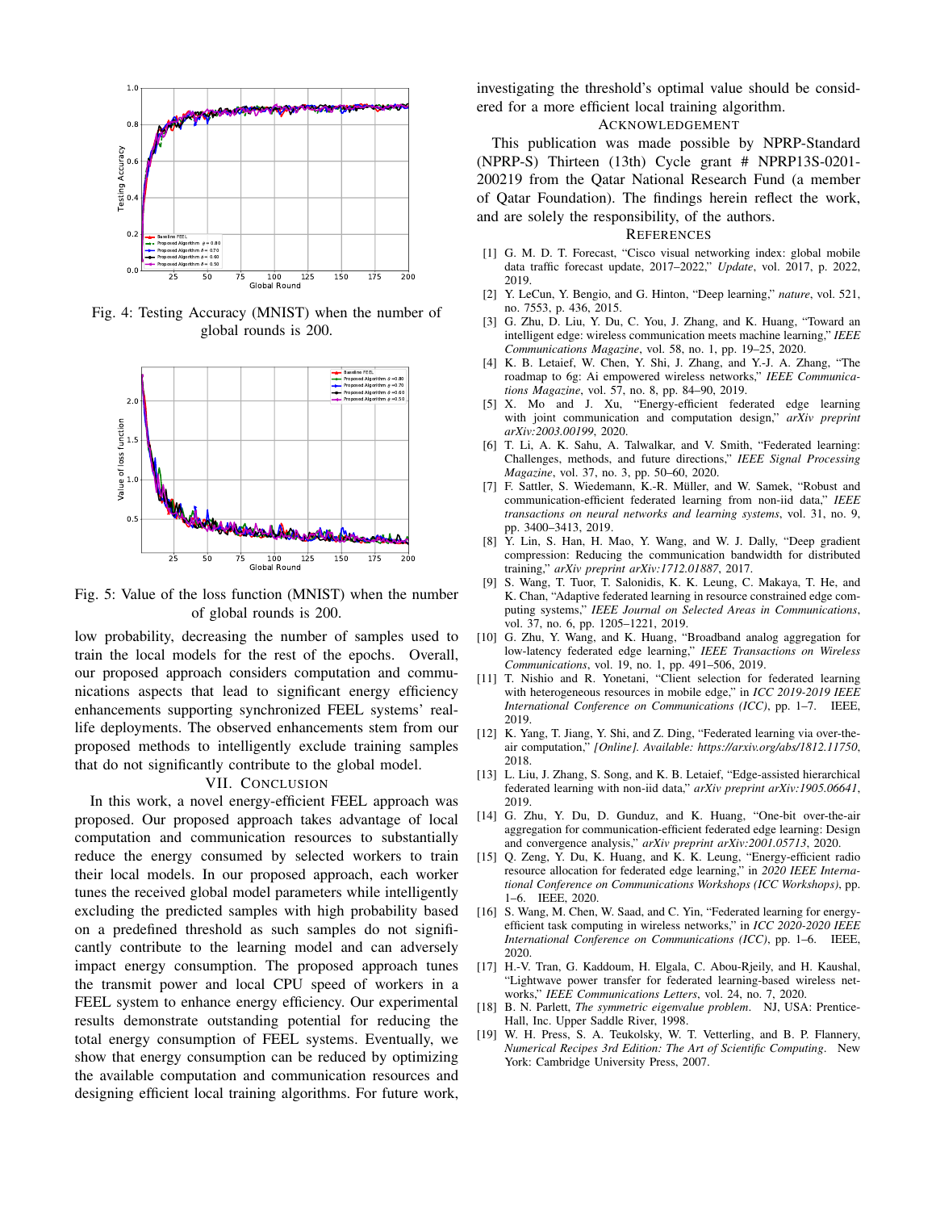1.0
0.8
0.6
0.4
0.2
0.0
Testing Accuracy
25 50 75 100 125 150 175 200
Global Round
Baseline FEEL
Proposed Algorithm $\delta = 0.80$
Proposed Algorithm $\delta = 0.70$
Proposed Algorithm $\delta = 0.60$
Proposed Algorithm $\delta = 0.50$

Fig. 4: Testing Accuracy (MNIST) when the number of global rounds is 200.

2.0
1.5
1.0
0.5
Value of loss function
25 50 75 100 125 150 175 200
Global Round
Baseline FEEL
Proposed Algorithm $\delta = 0.80$
Proposed Algorithm $\delta = 0.70$
Proposed Algorithm $\delta = 0.60$
Proposed Algorithm $\delta = 0.50$

Fig. 5: Value of the loss function (MNIST) when the number of global rounds is 200.

low probability, decreasing the number of samples used to train the local models for the rest of the epochs. Overall, our proposed approach considers computation and communications aspects that lead to significant energy efficiency enhancements supporting synchronized FEEL systems' real-life deployments. The observed enhancements stem from our proposed methods to intelligently exclude training samples that do not significantly contribute to the global model.

## VII. Conclusion

In this work, a novel energy-efficient FEEL approach was proposed. Our proposed approach takes advantage of local computation and communication resources to substantially reduce the energy consumed by selected workers to train their local models. In our proposed approach, each worker tunes the received global model parameters while intelligently excluding the predicted samples with high probability based on a predefined threshold as such samples do not significantly contribute to the learning model and can adversely impact energy consumption. The proposed approach tunes the transmit power and local CPU speed of workers in a FEEL system to enhance energy efficiency. Our experimental results demonstrate outstanding potential for reducing the total energy consumption of FEEL systems. Eventually, we show that energy consumption can be reduced by optimizing the available computation and communication resources and designing efficient local training algorithms. For future work, investigating the threshold's optimal value should be considered for a more efficient local training algorithm.

## Acknowledgement

This publication was made possible by NPRP-Standard (NPRP-S) Thirteen (13th) Cycle grant # NPRP13S-0201-200219 from the Qatar National Research Fund (a member of Qatar Foundation). The findings herein reflect the work, and are solely the responsibility, of the authors.

## References

[1] G. M. D. T. Forecast, "Cisco visual networking index: global mobile data traffic forecast update, 2017–2022," *Update*, vol. 2017, p. 2022, 2019.

[2] Y. LeCun, Y. Bengio, and G. Hinton, "Deep learning," *nature*, vol. 521, no. 7553, p. 436, 2015.

[3] G. Zhu, D. Liu, Y. Du, C. You, J. Zhang, and K. Huang, "Toward an intelligent edge: wireless communication meets machine learning," *IEEE Communications Magazine*, vol. 58, no. 1, pp. 19–25, 2020.

[4] K. B. Letaief, W. Chen, Y. Shi, J. Zhang, and Y.-J. A. Zhang, "The roadmap to 6g: Ai empowered wireless networks," *IEEE Communications Magazine*, vol. 57, no. 8, pp. 84–90, 2019.

[5] X. Mo and J. Xu, "Energy-efficient federated edge learning with joint communication and computation design," *arXiv preprint arXiv:2003.00199*, 2020.

[6] T. Li, A. K. Sahu, A. Talwalkar, and V. Smith, "Federated learning: Challenges, methods, and future directions," *IEEE Signal Processing Magazine*, vol. 37, no. 3, pp. 50–60, 2020.

[7] F. Sattler, S. Wiedemann, K.-R. Müller, and W. Samek, "Robust and communication-efficient federated learning from non-iid data," *IEEE transactions on neural networks and learning systems*, vol. 31, no. 9, pp. 3400–3413, 2019.

[8] Y. Lin, S. Han, H. Mao, Y. Wang, and W. J. Dally, "Deep gradient compression: Reducing the communication bandwidth for distributed training," *arXiv preprint arXiv:1712.01887*, 2017.

[9] S. Wang, T. Tuor, T. Salonidis, K. K. Leung, C. Makaya, T. He, and K. Chan, "Adaptive federated learning in resource constrained edge computing systems," *IEEE Journal on Selected Areas in Communications*, vol. 37, no. 6, pp. 1205–1221, 2019.

[10] G. Zhu, Y. Wang, and K. Huang, "Broadband analog aggregation for low-latency federated edge learning," *IEEE Transactions on Wireless Communications*, vol. 19, no. 1, pp. 491–506, 2019.

[11] T. Nishio and R. Yonetani, "Client selection for federated learning with heterogeneous resources in mobile edge," in *ICC 2019-2019 IEEE International Conference on Communications (ICC)*, pp. 1–7. IEEE, 2019.

[12] K. Yang, T. Jiang, Y. Shi, and Z. Ding, "Federated learning via over-the-air computation," *[Online]. Available: https://arxiv.org/abs/1812.11750*, 2018.

[13] L. Liu, J. Zhang, S. Song, and K. B. Letaief, "Edge-assisted hierarchical federated learning with non-iid data," *arXiv preprint arXiv:1905.06641*, 2019.

[14] G. Zhu, Y. Du, D. Gunduz, and K. Huang, "One-bit over-the-air aggregation for communication-efficient federated edge learning: Design and convergence analysis," *arXiv preprint arXiv:2001.05713*, 2020.

[15] Q. Zeng, Y. Du, K. Huang, and K. K. Leung, "Energy-efficient radio resource allocation for federated edge learning," in *2020 IEEE International Conference on Communications Workshops (ICC Workshops)*, pp. 1–6. IEEE, 2020.

[16] S. Wang, M. Chen, W. Saad, and C. Yin, "Federated learning for energy-efficient task computing in wireless networks," in *ICC 2020-2020 IEEE International Conference on Communications (ICC)*, pp. 1–6. IEEE, 2020.

[17] H.-V. Tran, G. Kaddoum, H. Elgala, C. Abou-Rjeily, and H. Kaushal, "Lightwave power transfer for federated learning-based wireless networks," *IEEE Communications Letters*, vol. 24, no. 7, 2020.

[18] B. N. Parlett, *The symmetric eigenvalue problem*. NJ, USA: Prentice-Hall, Inc. Upper Saddle River, 1998.

[19] W. H. Press, S. A. Teukolsky, W. T. Vetterling, and B. P. Flannery, *Numerical Recipes 3rd Edition: The Art of Scientific Computing*. New York: Cambridge University Press, 2007.